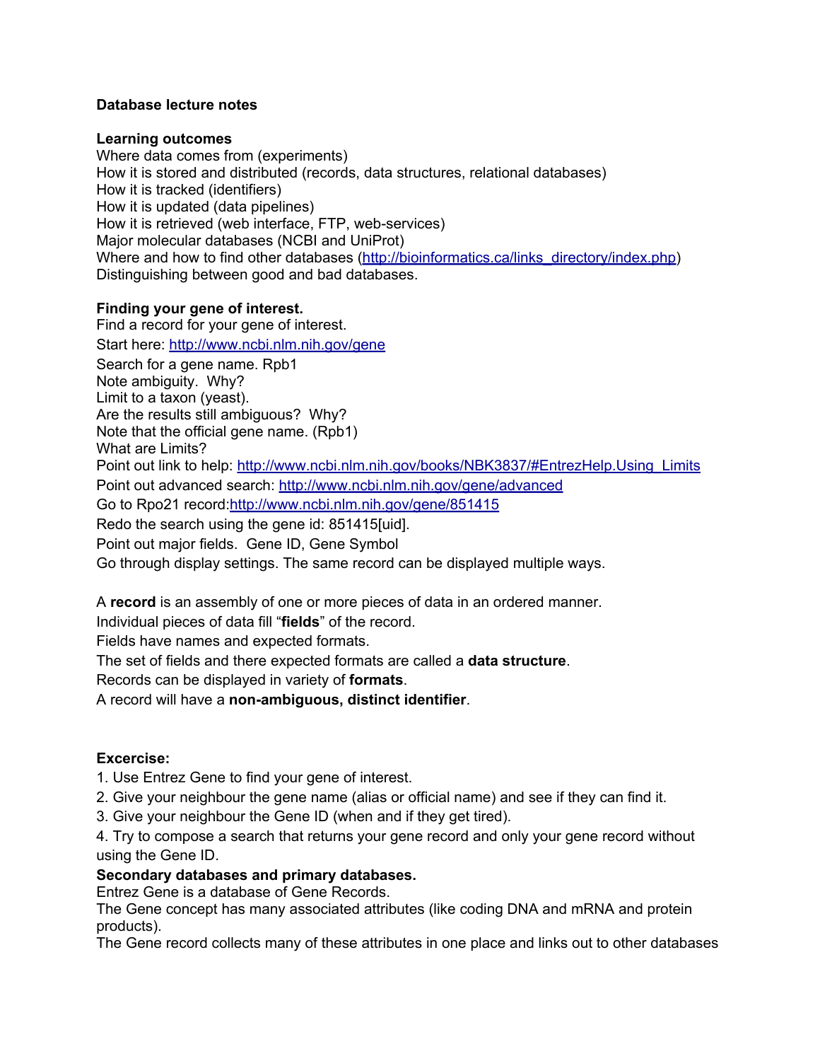**Database lecture notes**

**Learning outcomes**

Where data comes from (experiments)
How it is stored and distributed (records, data structures, relational databases)
How it is tracked (identifiers)
How it is updated (data pipelines)
How it is retrieved (web interface, FTP, web-services)
Major molecular databases (NCBI and UniProt)
Where and how to find other databases (http://bioinformatics.ca/links_directory/index.php)
Distinguishing between good and bad databases.

**Finding your gene of interest.**

Find a record for your gene of interest.
Start here: http://www.ncbi.nlm.nih.gov/gene
Search for a gene name. Rpb1
Note ambiguity. Why?
Limit to a taxon (yeast).
Are the results still ambiguous? Why?
Note that the official gene name. (Rpb1)
What are Limits?
Point out link to help: http://www.ncbi.nlm.nih.gov/books/NBK3837/#EntrezHelp.Using_Limits
Point out advanced search: http://www.ncbi.nlm.nih.gov/gene/advanced
Go to Rpo21 record:http://www.ncbi.nlm.nih.gov/gene/851415
Redo the search using the gene id: 851415[uid].
Point out major fields. Gene ID, Gene Symbol
Go through display settings. The same record can be displayed multiple ways.

A **record** is an assembly of one or more pieces of data in an ordered manner.
Individual pieces of data fill "**fields**" of the record.
Fields have names and expected formats.
The set of fields and there expected formats are called a **data structure**.
Records can be displayed in variety of **formats**.
A record will have a **non-ambiguous, distinct identifier**.

**Excercise:**

1. Use Entrez Gene to find your gene of interest.
2. Give your neighbour the gene name (alias or official name) and see if they can find it.
3. Give your neighbour the Gene ID (when and if they get tired).
4. Try to compose a search that returns your gene record and only your gene record without using the Gene ID.

**Secondary databases and primary databases.**

Entrez Gene is a database of Gene Records.
The Gene concept has many associated attributes (like coding DNA and mRNA and protein products).
The Gene record collects many of these attributes in one place and links out to other databases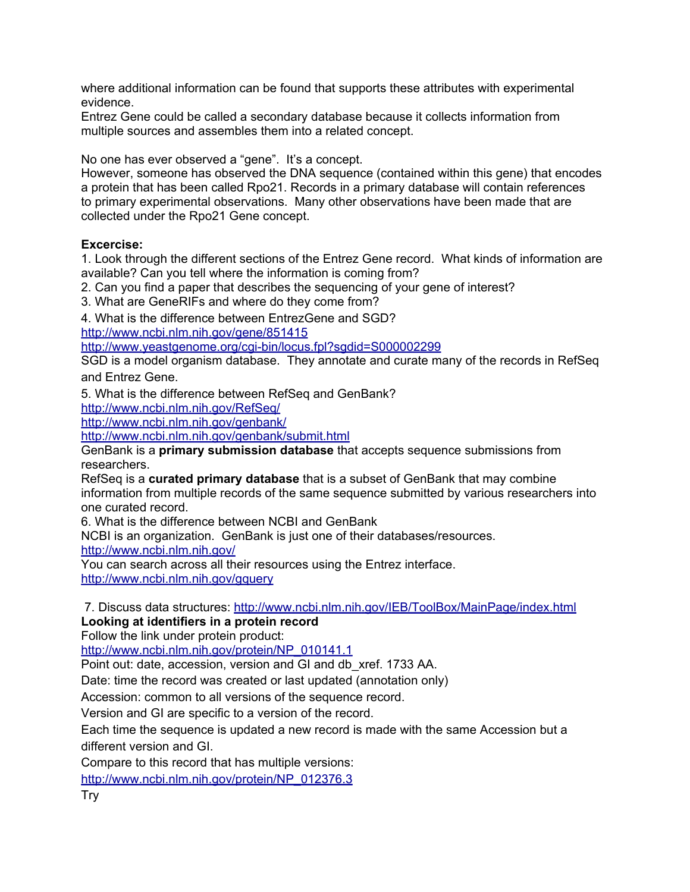where additional information can be found that supports these attributes with experimental evidence.

Entrez Gene could be called a secondary database because it collects information from multiple sources and assembles them into a related concept.

No one has ever observed a "gene". It's a concept.

However, someone has observed the DNA sequence (contained within this gene) that encodes a protein that has been called Rpo21. Records in a primary database will contain references to primary experimental observations. Many other observations have been made that are collected under the Rpo21 Gene concept.

**Excercise:**

1. Look through the different sections of the Entrez Gene record. What kinds of information are available? Can you tell where the information is coming from?
2. Can you find a paper that describes the sequencing of your gene of interest?
3. What are GeneRIFs and where do they come from?
4. What is the difference between EntrezGene and SGD?

http://www.ncbi.nlm.nih.gov/gene/851415
http://www.yeastgenome.org/cgi-bin/locus.fpl?sgdid=S000002299

SGD is a model organism database. They annotate and curate many of the records in RefSeq and Entrez Gene.

5. What is the difference between RefSeq and GenBank?

http://www.ncbi.nlm.nih.gov/RefSeq/
http://www.ncbi.nlm.nih.gov/genbank/
http://www.ncbi.nlm.nih.gov/genbank/submit.html

GenBank is a **primary submission database** that accepts sequence submissions from researchers.

RefSeq is a **curated primary database** that is a subset of GenBank that may combine information from multiple records of the same sequence submitted by various researchers into one curated record.

6. What is the difference between NCBI and GenBank

NCBI is an organization. GenBank is just one of their databases/resources.
http://www.ncbi.nlm.nih.gov/

You can search across all their resources using the Entrez interface.
http://www.ncbi.nlm.nih.gov/gquery

7. Discuss data structures: http://www.ncbi.nlm.nih.gov/IEB/ToolBox/MainPage/index.html

**Looking at identifiers in a protein record**

Follow the link under protein product:
http://www.ncbi.nlm.nih.gov/protein/NP_010141.1

Point out: date, accession, version and GI and db_xref. 1733 AA.

Date: time the record was created or last updated (annotation only)

Accession: common to all versions of the sequence record.

Version and GI are specific to a version of the record.

Each time the sequence is updated a new record is made with the same Accession but a different version and GI.

Compare to this record that has multiple versions:
http://www.ncbi.nlm.nih.gov/protein/NP_012376.3

Try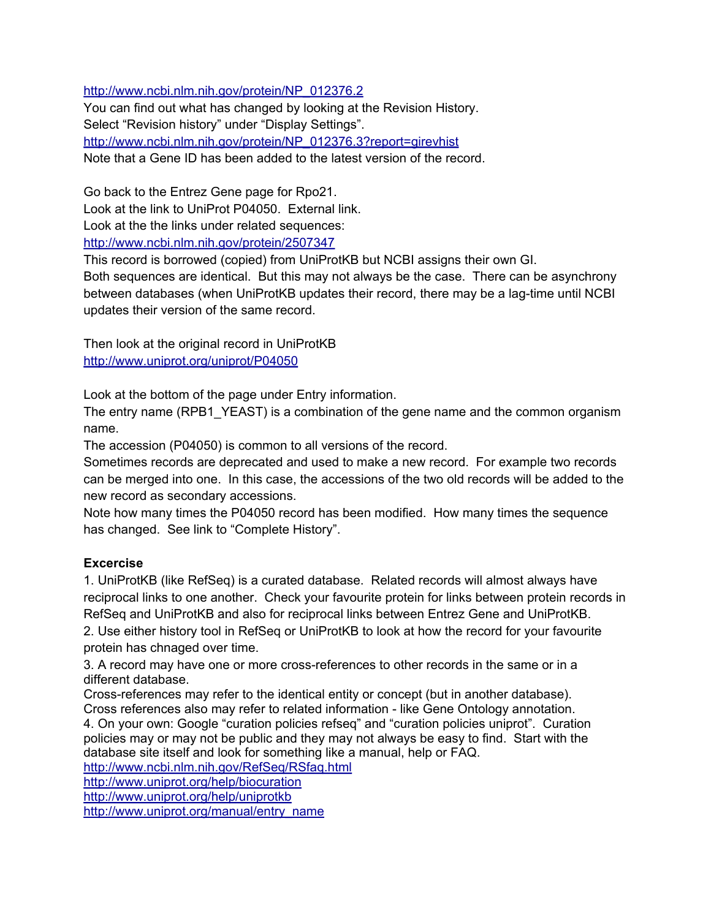http://www.ncbi.nlm.nih.gov/protein/NP_012376.2
You can find out what has changed by looking at the Revision History.
Select “Revision history” under “Display Settings”.
http://www.ncbi.nlm.nih.gov/protein/NP_012376.3?report=girevhist
Note that a Gene ID has been added to the latest version of the record.

Go back to the Entrez Gene page for Rpo21.
Look at the link to UniProt P04050. External link.
Look at the the links under related sequences:
http://www.ncbi.nlm.nih.gov/protein/2507347
This record is borrowed (copied) from UniProtKB but NCBI assigns their own GI.
Both sequences are identical. But this may not always be the case. There can be asynchrony between databases (when UniProtKB updates their record, there may be a lag-time until NCBI updates their version of the same record.

Then look at the original record in UniProtKB
http://www.uniprot.org/uniprot/P04050

Look at the bottom of the page under Entry information.
The entry name (RPB1_YEAST) is a combination of the gene name and the common organism name.
The accession (P04050) is common to all versions of the record.
Sometimes records are deprecated and used to make a new record. For example two records can be merged into one. In this case, the accessions of the two old records will be added to the new record as secondary accessions.
Note how many times the P04050 record has been modified. How many times the sequence has changed. See link to “Complete History”.

**Excercise**

1. UniProtKB (like RefSeq) is a curated database. Related records will almost always have reciprocal links to one another. Check your favourite protein for links between protein records in RefSeq and UniProtKB and also for reciprocal links between Entrez Gene and UniProtKB.
2. Use either history tool in RefSeq or UniProtKB to look at how the record for your favourite protein has chnaged over time.
3. A record may have one or more cross-references to other records in the same or in a different database.
Cross-references may refer to the identical entity or concept (but in another database).
Cross references also may refer to related information - like Gene Ontology annotation.
4. On your own: Google “curation policies refseq” and “curation policies uniprot”. Curation policies may or may not be public and they may not always be easy to find. Start with the database site itself and look for something like a manual, help or FAQ.
http://www.ncbi.nlm.nih.gov/RefSeq/RSfaq.html
http://www.uniprot.org/help/biocuration
http://www.uniprot.org/help/uniprotkb
http://www.uniprot.org/manual/entry_name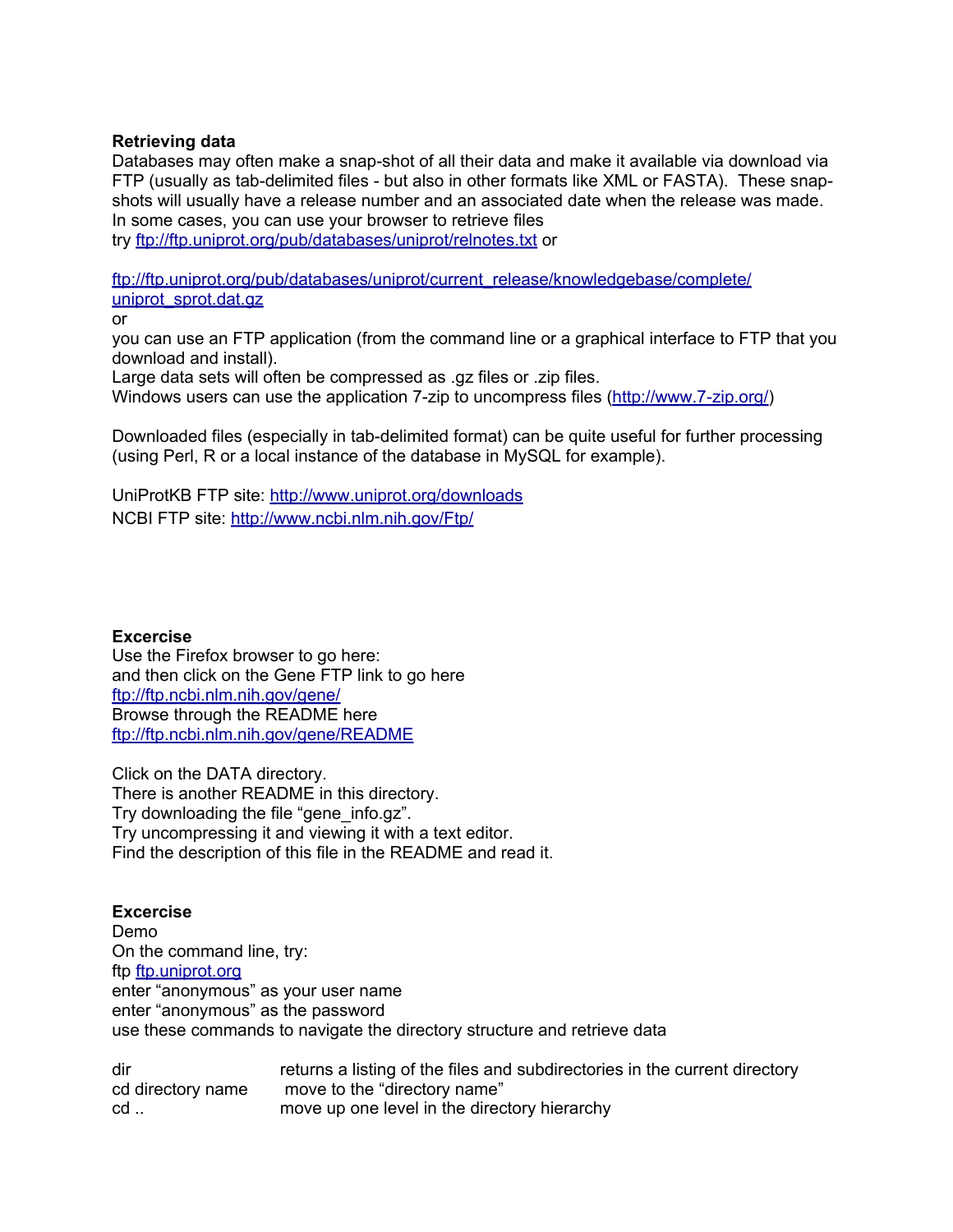**Retrieving data**

Databases may often make a snap-shot of all their data and make it available via download via FTP (usually as tab-delimited files - but also in other formats like XML or FASTA). These snap-shots will usually have a release number and an associated date when the release was made.
In some cases, you can use your browser to retrieve files
try ftp://ftp.uniprot.org/pub/databases/uniprot/relnotes.txt or

ftp://ftp.uniprot.org/pub/databases/uniprot/current_release/knowledgebase/complete/uniprot_sprot.dat.gz
or
you can use an FTP application (from the command line or a graphical interface to FTP that you download and install).
Large data sets will often be compressed as .gz files or .zip files.
Windows users can use the application 7-zip to uncompress files (http://www.7-zip.org/)

Downloaded files (especially in tab-delimited format) can be quite useful for further processing (using Perl, R or a local instance of the database in MySQL for example).

UniProtKB FTP site: http://www.uniprot.org/downloads
NCBI FTP site: http://www.ncbi.nlm.nih.gov/Ftp/

**Excercise**

Use the Firefox browser to go here:
and then click on the Gene FTP link to go here
ftp://ftp.ncbi.nlm.nih.gov/gene/
Browse through the README here
ftp://ftp.ncbi.nlm.nih.gov/gene/README

Click on the DATA directory.
There is another README in this directory.
Try downloading the file "gene_info.gz".
Try uncompressing it and viewing it with a text editor.
Find the description of this file in the README and read it.

**Excercise**

Demo
On the command line, try:
ftp ftp.uniprot.org
enter "anonymous" as your user name
enter "anonymous" as the password
use these commands to navigate the directory structure and retrieve data

| | |
|---|---|
| dir | returns a listing of the files and subdirectories in the current directory |
| cd directory name | move to the "directory name" |
| cd .. | move up one level in the directory hierarchy |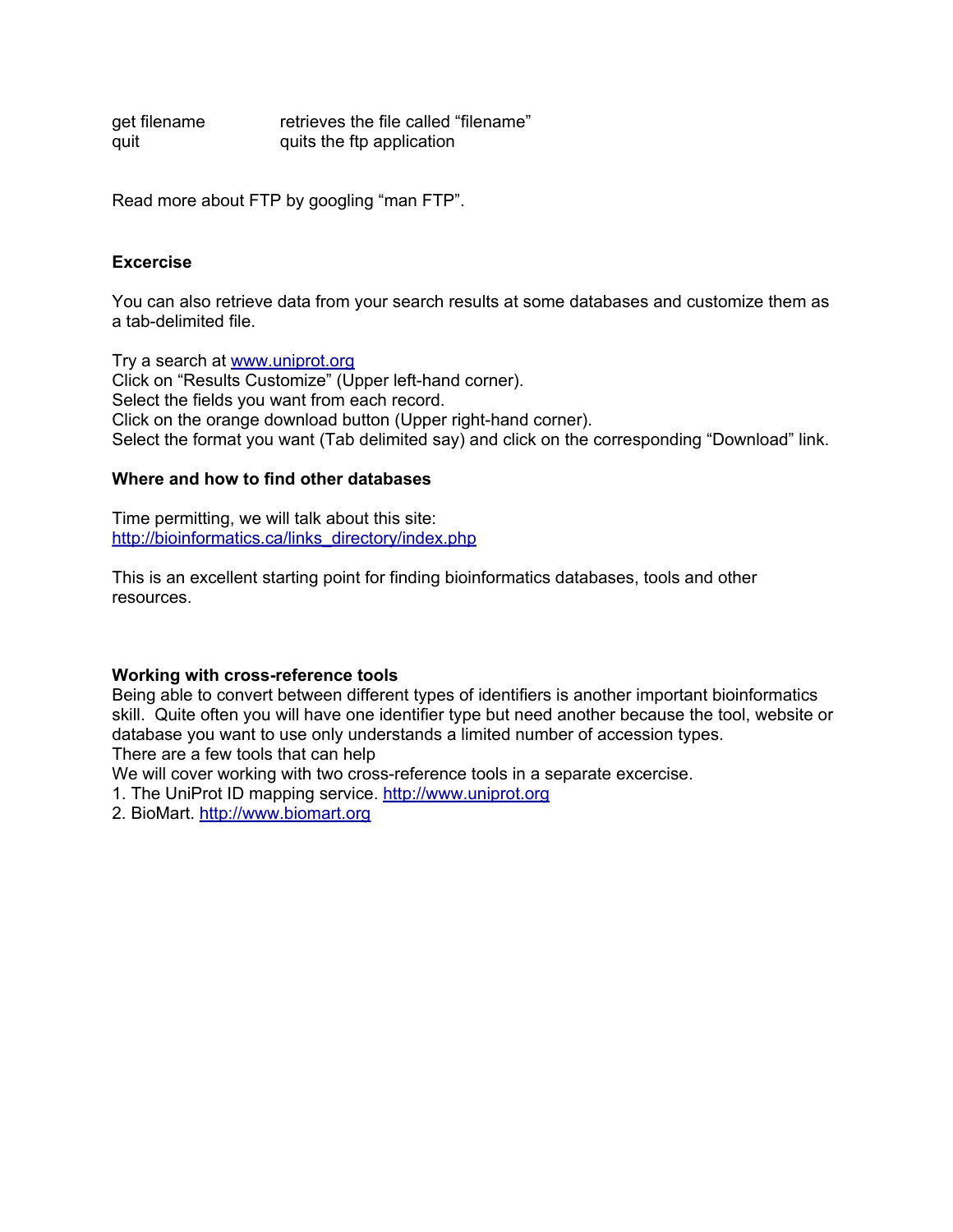| | |
|---|---|
| get filename | retrieves the file called “filename” |
| quit | quits the ftp application |

Read more about FTP by googling “man FTP”.

**Excercise**

You can also retrieve data from your search results at some databases and customize them as a tab-delimited file.

Try a search at www.uniprot.org
Click on “Results Customize” (Upper left-hand corner).
Select the fields you want from each record.
Click on the orange download button (Upper right-hand corner).
Select the format you want (Tab delimited say) and click on the corresponding “Download” link.

**Where and how to find other databases**

Time permitting, we will talk about this site:
http://bioinformatics.ca/links_directory/index.php

This is an excellent starting point for finding bioinformatics databases, tools and other resources.

**Working with cross-reference tools**

Being able to convert between different types of identifiers is another important bioinformatics skill. Quite often you will have one identifier type but need another because the tool, website or database you want to use only understands a limited number of accession types.
There are a few tools that can help
We will cover working with two cross-reference tools in a separate excercise.

1. The UniProt ID mapping service. http://www.uniprot.org
2. BioMart. http://www.biomart.org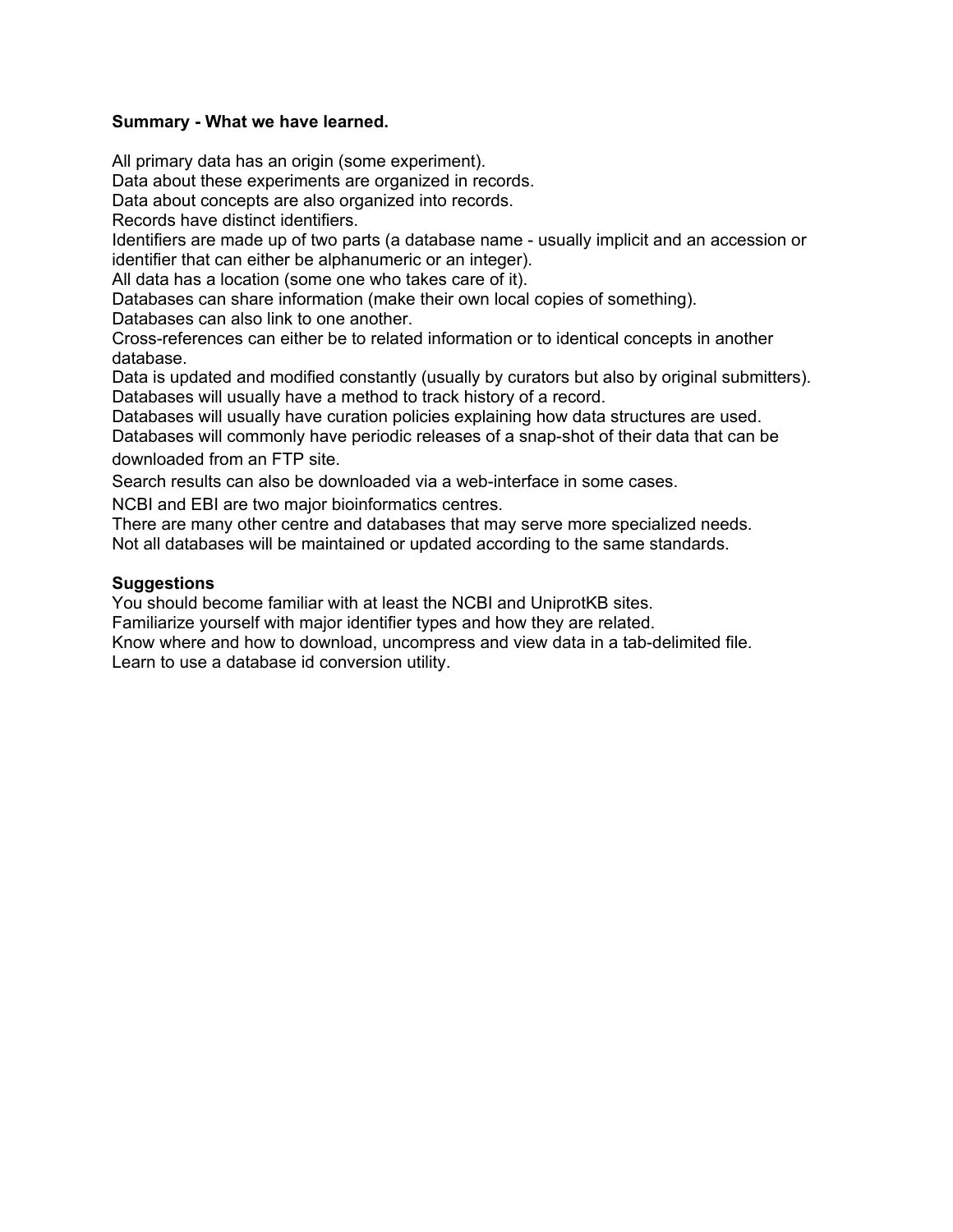**Summary - What we have learned.**

All primary data has an origin (some experiment).
Data about these experiments are organized in records.
Data about concepts are also organized into records.
Records have distinct identifiers.
Identifiers are made up of two parts (a database name - usually implicit and an accession or identifier that can either be alphanumeric or an integer).
All data has a location (some one who takes care of it).
Databases can share information (make their own local copies of something).
Databases can also link to one another.
Cross-references can either be to related information or to identical concepts in another database.
Data is updated and modified constantly (usually by curators but also by original submitters).
Databases will usually have a method to track history of a record.
Databases will usually have curation policies explaining how data structures are used.
Databases will commonly have periodic releases of a snap-shot of their data that can be downloaded from an FTP site.
Search results can also be downloaded via a web-interface in some cases.
NCBI and EBI are two major bioinformatics centres.
There are many other centre and databases that may serve more specialized needs.
Not all databases will be maintained or updated according to the same standards.

**Suggestions**
You should become familiar with at least the NCBI and UniprotKB sites.
Familiarize yourself with major identifier types and how they are related.
Know where and how to download, uncompress and view data in a tab-delimited file.
Learn to use a database id conversion utility.